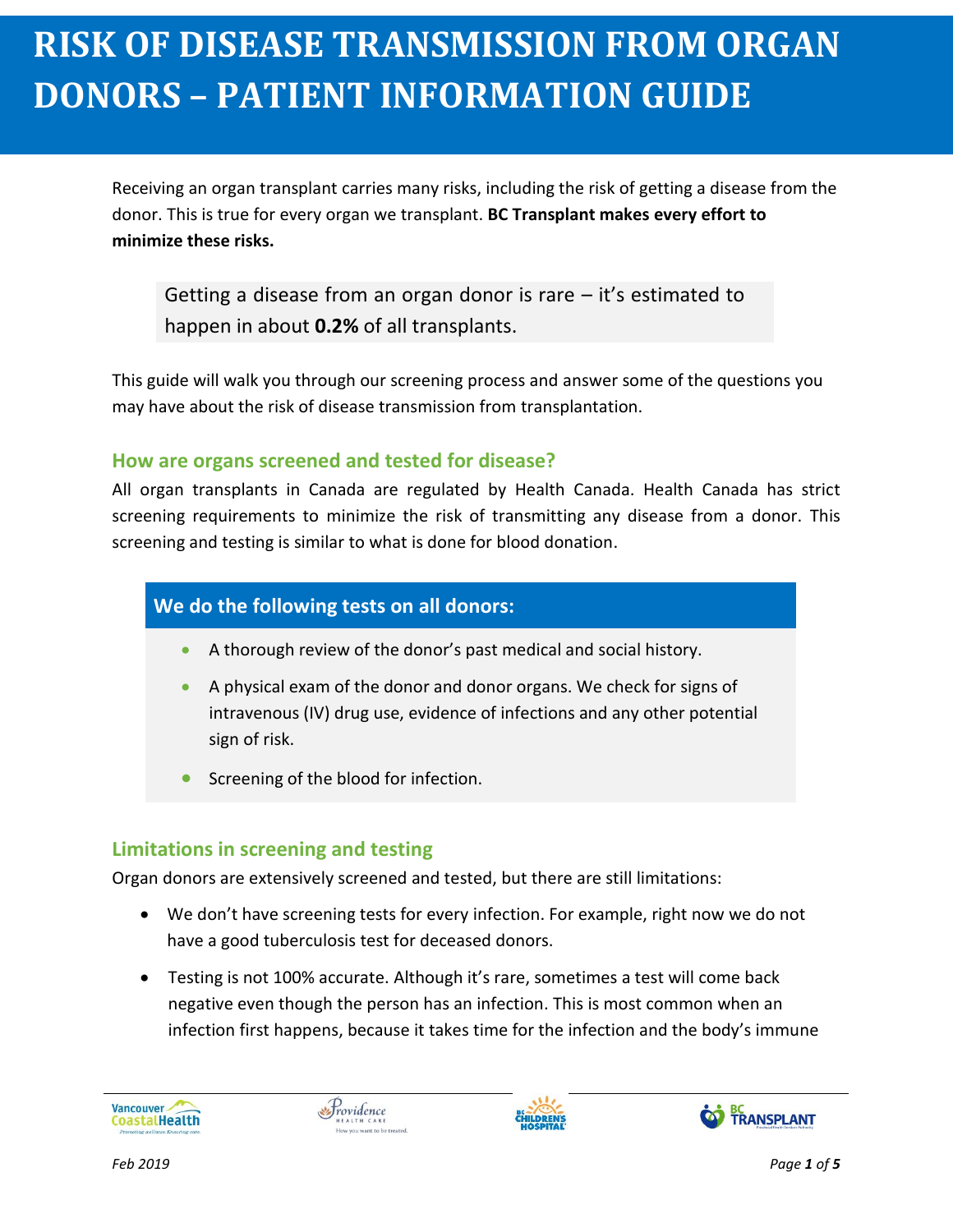# RISK OF DISEASE TRANSMISSION FROM ORGAN DONORS – PATIENT INFORMATION GUIDE

Receiving an organ transplant carries many risks, including the risk of getting a disease from the donor. This is true for every organ we transplant. **BC Transplant makes every effort to minimize these risks.**

> Getting a disease from an organ donor is rare – it's estimated to happen in about **0.2%** of all transplants.

This guide will walk you through our screening process and answer some of the questions you may have about the risk of disease transmission from transplantation.

## How are organs screened and tested for disease?

All organ transplants in Canada are regulated by Health Canada. Health Canada has strict screening requirements to minimize the risk of transmitting any disease from a donor. This screening and testing is similar to what is done for blood donation.

### We do the following tests on all donors:

- A thorough review of the donor's past medical and social history.
- A physical exam of the donor and donor organs. We check for signs of intravenous (IV) drug use, evidence of infections and any other potential sign of risk.
- Screening of the blood for infection.

## Limitations in screening and testing

Organ donors are extensively screened and tested, but there are still limitations:

- We don't have screening tests for every infection. For example, right now we do not have a good tuberculosis test for deceased donors.
- Testing is not 100% accurate. Although it's rare, sometimes a test will come back negative even though the person has an infection. This is most common when an infection first happens, because it takes time for the infection and the body's immune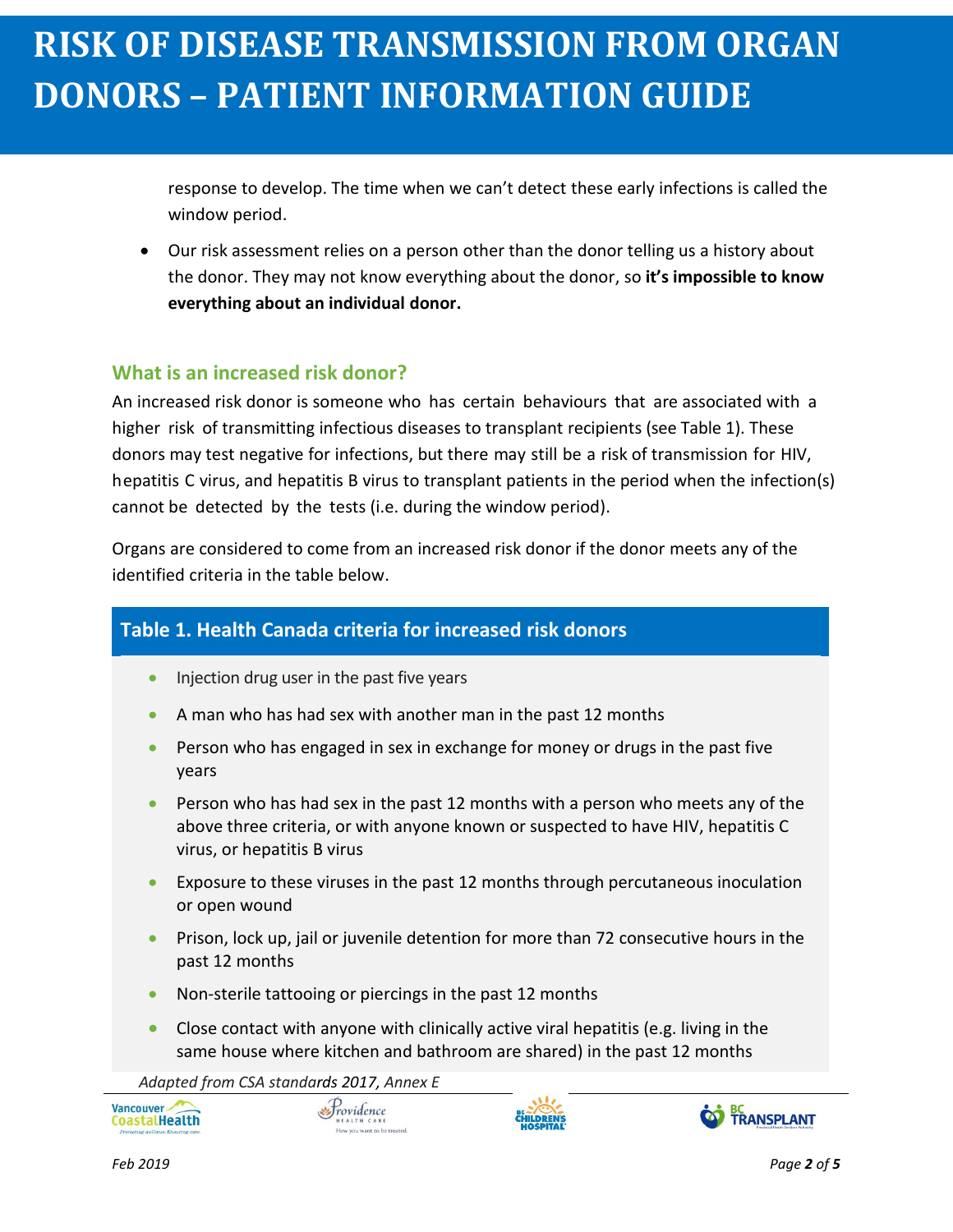response to develop. The time when we can't detect these early infections is called the window period.

- Our risk assessment relies on a person other than the donor telling us a history about the donor. They may not know everything about the donor, so **it's impossible to know everything about an individual donor.**

## What is an increased risk donor?

An increased risk donor is someone who has certain behaviours that are associated with a higher risk of transmitting infectious diseases to transplant recipients (see Table 1). These donors may test negative for infections, but there may still be a risk of transmission for HIV, hepatitis C virus, and hepatitis B virus to transplant patients in the period when the infection(s) cannot be detected by the tests (i.e. during the window period).

Organs are considered to come from an increased risk donor if the donor meets any of the identified criteria in the table below.

### Table 1. Health Canada criteria for increased risk donors

- Injection drug user in the past five years
- A man who has had sex with another man in the past 12 months
- Person who has engaged in sex in exchange for money or drugs in the past five years
- Person who has had sex in the past 12 months with a person who meets any of the above three criteria, or with anyone known or suspected to have HIV, hepatitis C virus, or hepatitis B virus
- Exposure to these viruses in the past 12 months through percutaneous inoculation or open wound
- Prison, lock up, jail or juvenile detention for more than 72 consecutive hours in the past 12 months
- Non-sterile tattooing or piercings in the past 12 months
- Close contact with anyone with clinically active viral hepatitis (e.g. living in the same house where kitchen and bathroom are shared) in the past 12 months

*Adapted from CSA standards 2017, Annex E*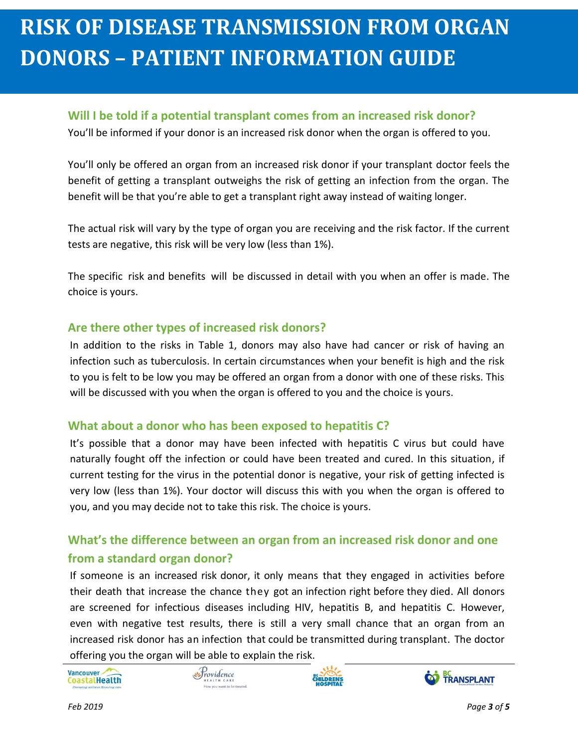## Will I be told if a potential transplant comes from an increased risk donor?

You'll be informed if your donor is an increased risk donor when the organ is offered to you.

You'll only be offered an organ from an increased risk donor if your transplant doctor feels the benefit of getting a transplant outweighs the risk of getting an infection from the organ. The benefit will be that you're able to get a transplant right away instead of waiting longer.

The actual risk will vary by the type of organ you are receiving and the risk factor. If the current tests are negative, this risk will be very low (less than 1%).

The specific risk and benefits will be discussed in detail with you when an offer is made. The choice is yours.

## Are there other types of increased risk donors?

In addition to the risks in Table 1, donors may also have had cancer or risk of having an infection such as tuberculosis. In certain circumstances when your benefit is high and the risk to you is felt to be low you may be offered an organ from a donor with one of these risks. This will be discussed with you when the organ is offered to you and the choice is yours.

## What about a donor who has been exposed to hepatitis C?

It's possible that a donor may have been infected with hepatitis C virus but could have naturally fought off the infection or could have been treated and cured. In this situation, if current testing for the virus in the potential donor is negative, your risk of getting infected is very low (less than 1%). Your doctor will discuss this with you when the organ is offered to you, and you may decide not to take this risk. The choice is yours.

## What's the difference between an organ from an increased risk donor and one from a standard organ donor?

If someone is an increased risk donor, it only means that they engaged in activities before their death that increase the chance they got an infection right before they died. All donors are screened for infectious diseases including HIV, hepatitis B, and hepatitis C. However, even with negative test results, there is still a very small chance that an organ from an increased risk donor has an infection that could be transmitted during transplant. The doctor offering you the organ will be able to explain the risk.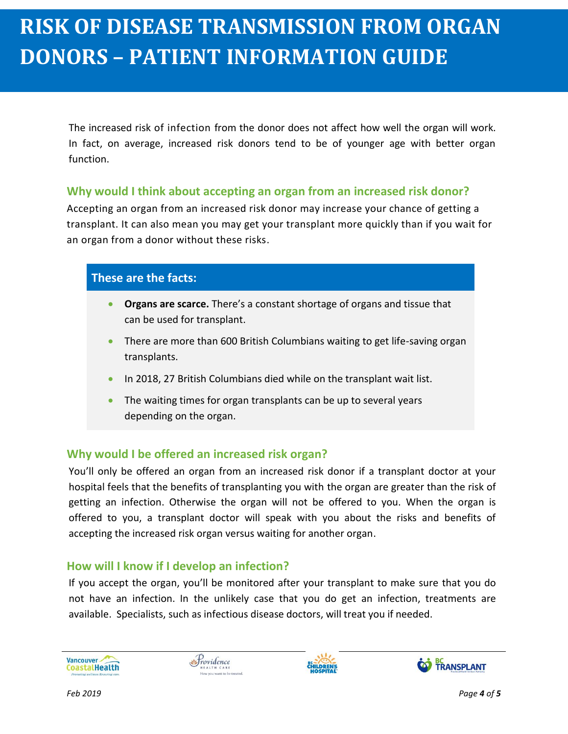The increased risk of infection from the donor does not affect how well the organ will work. In fact, on average, increased risk donors tend to be of younger age with better organ function.

## Why would I think about accepting an organ from an increased risk donor?

Accepting an organ from an increased risk donor may increase your chance of getting a transplant. It can also mean you may get your transplant more quickly than if you wait for an organ from a donor without these risks.

### These are the facts:

- **Organs are scarce.** There's a constant shortage of organs and tissue that can be used for transplant.
- There are more than 600 British Columbians waiting to get life-saving organ transplants.
- In 2018, 27 British Columbians died while on the transplant wait list.
- The waiting times for organ transplants can be up to several years depending on the organ.

## Why would I be offered an increased risk organ?

You'll only be offered an organ from an increased risk donor if a transplant doctor at your hospital feels that the benefits of transplanting you with the organ are greater than the risk of getting an infection. Otherwise the organ will not be offered to you. When the organ is offered to you, a transplant doctor will speak with you about the risks and benefits of accepting the increased risk organ versus waiting for another organ.

## How will I know if I develop an infection?

If you accept the organ, you'll be monitored after your transplant to make sure that you do not have an infection. In the unlikely case that you do get an infection, treatments are available. Specialists, such as infectious disease doctors, will treat you if needed.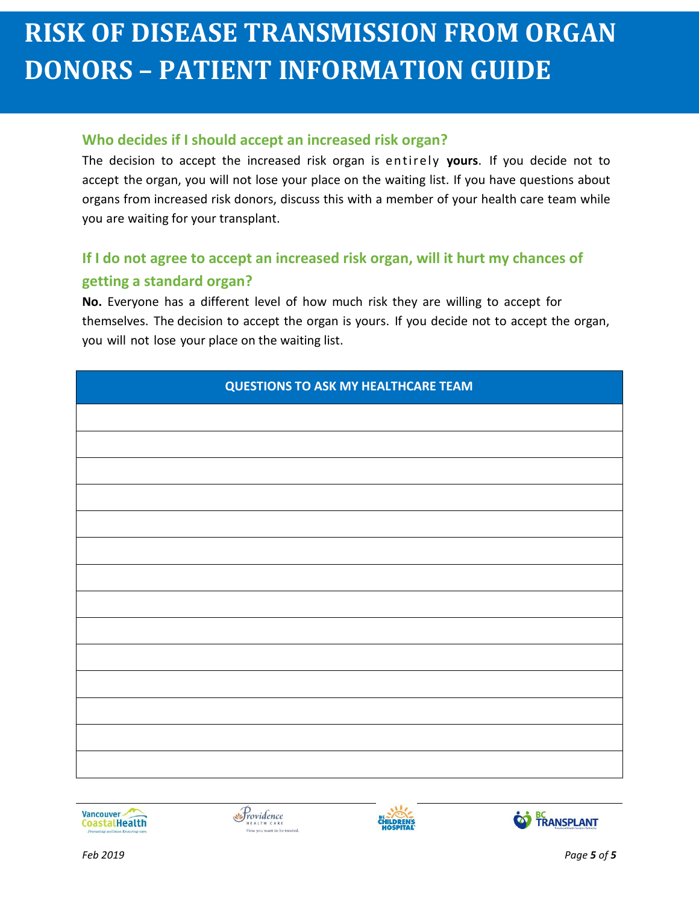# RISK OF DISEASE TRANSMISSION FROM ORGAN DONORS – PATIENT INFORMATION GUIDE

## Who decides if I should accept an increased risk organ?

The decision to accept the increased risk organ is entirely **yours**. If you decide not to accept the organ, you will not lose your place on the waiting list. If you have questions about organs from increased risk donors, discuss this with a member of your health care team while you are waiting for your transplant.

## If I do not agree to accept an increased risk organ, will it hurt my chances of getting a standard organ?

**No.** Everyone has a different level of how much risk they are willing to accept for themselves. The decision to accept the organ is yours. If you decide not to accept the organ, you will not lose your place on the waiting list.

| QUESTIONS TO ASK MY HEALTHCARE TEAM |
| --- |
| |
| |
| |
| |
| |
| |
| |
| |
| |
| |
| |
| |
| |
| |

*Feb 2019*